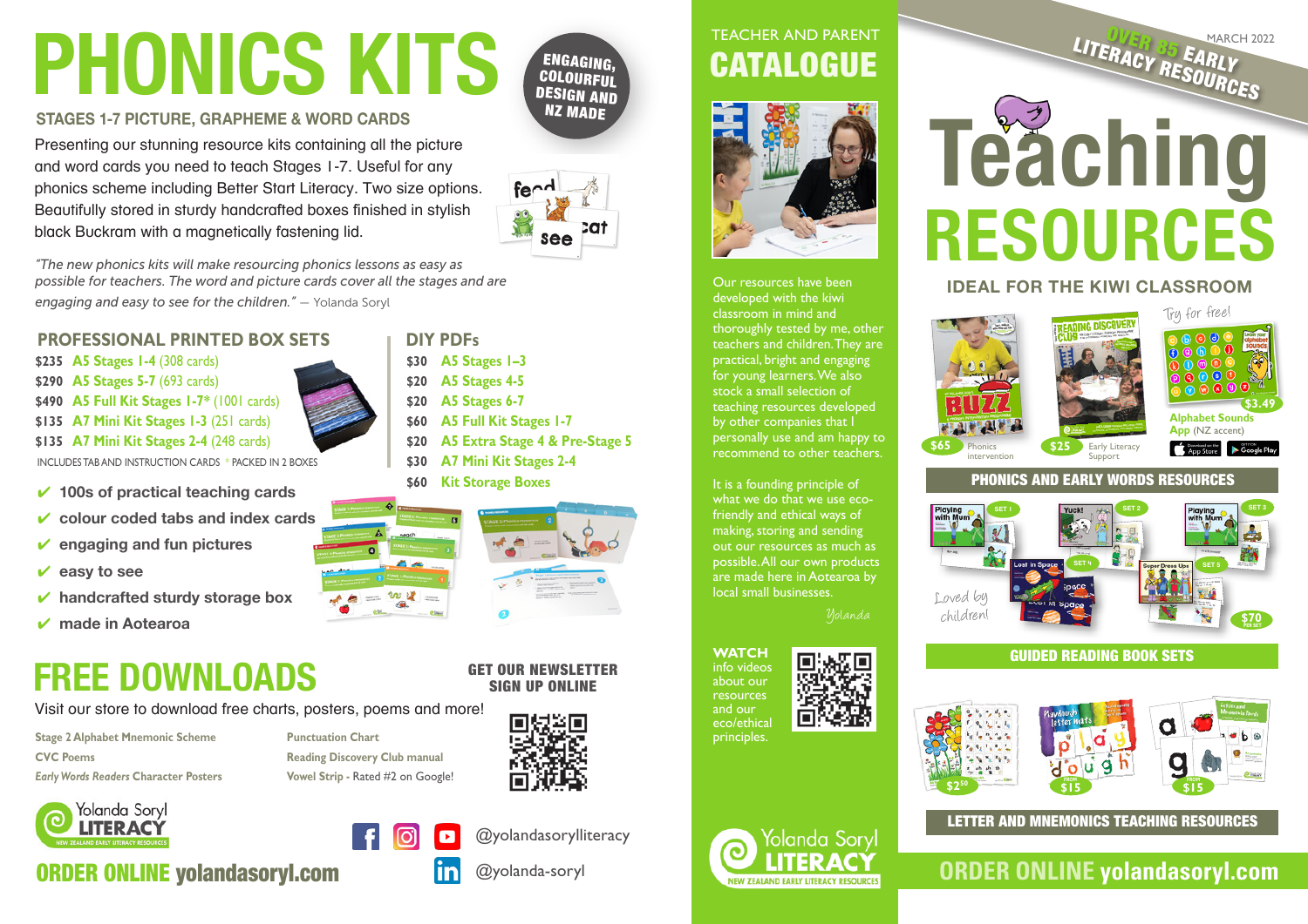# PHONICS KITS

ENGAGING, COLOURFUL DESIGN AND NZ MADE

### STAGES 1-7 PICTURE, GRAPHEME & WORD CARDS

Presenting our stunning resource kits containing all the picture and word cards you need to teach Stages 1-7. Useful for any phonics scheme including Better Start Literacy. Two size options. Beautifully stored in sturdy handcrafted boxes finished in stylish black Buckram with a magnetically fastening lid.

*"The new phonics kits will make resourcing phonics lessons as easy as possible for teachers. The word and picture cards cover all the stages and are engaging and easy to see for the children."* — Yolanda Soryl

## PROFESSIONAL PRINTED BOX SETS

- $235 A5 Stages 1-4 (308 cards)
- $290 A5 Stages 5-7 (693 cards)
- $490 A5 Full Kit Stages 1-7* (1001 cards)
- $135 A7 Mini Kit Stages 1-3 (251 cards)
- $135 A7 Mini Kit Stages 2-4 (248 cards)

INCLUDES TAB AND INSTRUCTION CARDS * PACKED IN 2 BOXES

## DIY PDFs

- $30 A5 Stages 1–3
- $20 A5 Stages 4-5
- $20 A5 Stages 6-7
- $60 A5 Full Kit Stages 1-7
- $20 A5 Extra Stage 4 & Pre-Stage 5
- $30 A7 Mini Kit Stages 2-4
- $60 Kit Storage Boxes

- ✔ 100s of practical teaching cards
- ✔ colour coded tabs and index cards
- ✔ engaging and fun pictures
- ✔ easy to see
- ✔ handcrafted sturdy storage box
- ✔ made in Aotearoa

# FREE DOWNLOADS

Visit our store to download free charts, posters, poems and more!

- Stage 2 Alphabet Mnemonic Scheme
- CVC Poems
- *Early Words Readers* Character Posters
- Punctuation Chart
- Reading Discovery Club manual
- Vowel Strip - Rated #2 on Google!

**GET OUR NEWSLETTER SIGN UP ONLINE**

Yolanda Soryl LITERACY — NEW ZEALAND EARLY LITERACY RESOURCES

@yolandasorylliteracy

@yolanda-soryl

**ORDER ONLINE yolandasoryl.com**

---

TEACHER AND PARENT

# CATALOGUE

Our resources have been developed with the kiwi classroom in mind and thoroughly tested by me, other teachers and children. They are practical, bright and engaging for young learners. We also stock a small selection of teaching resources developed by other companies that I personally use and am happy to recommend to other teachers.

It is a founding principle of what we do that we use eco-friendly and ethical ways of making, storing and sending out our resources as much as possible. All our own products are made here in Aotearoa by local small businesses.

*Yolanda*

**WATCH** info videos about our resources and our eco/ethical principles.

Yolanda Soryl LITERACY — NEW ZEALAND EARLY LITERACY RESOURCES

---

MARCH 2022

OVER 85 EARLY LITERACY RESOURCES

# Teaching RESOURCES

### IDEAL FOR THE KIWI CLASSROOM

- $65 Phonics intervention
- $25 Early Literacy Support
- Try for free! $3.49 Alphabet Sounds App (NZ accent)

## PHONICS AND EARLY WORDS RESOURCES

Loved by children!

$70 PER SET

## GUIDED READING BOOK SETS

$2.50 — FROM $15 — FROM $15

## LETTER AND MNEMONICS TEACHING RESOURCES

**ORDER ONLINE yolandasoryl.com**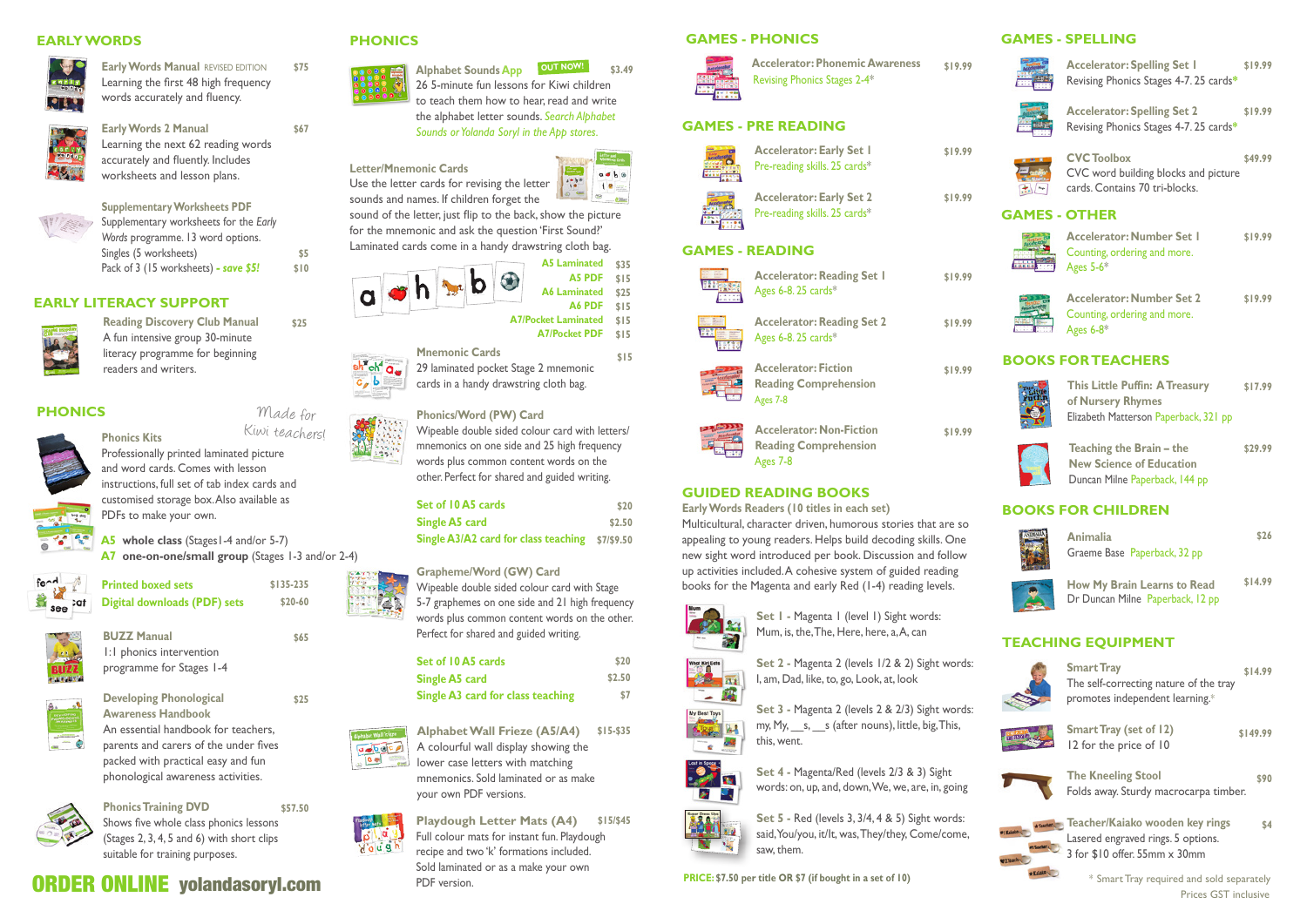## EARLY WORDS

**Early Words Manual** REVISED EDITION $75
Learning the first 48 high frequency words accurately and fluency.

**Early Words 2 Manual** $67
Learning the next 62 reading words accurately and fluently. Includes worksheets and lesson plans.

**Supplementary Worksheets PDF**
Supplementary worksheets for the *Early Words* programme. 13 word options.
Singles (5 worksheets) $5
Pack of 3 (15 worksheets) - *save $5!* $10

## EARLY LITERACY SUPPORT

**Reading Discovery Club Manual** $25
A fun intensive group 30-minute literacy programme for beginning readers and writers.

## PHONICS

*Made for Kiwi teachers!*

**Phonics Kits**
Professionally printed laminated picture and word cards. Comes with lesson instructions, full set of tab index cards and customised storage box. Also available as PDFs to make your own.

**A5 whole class** (Stages1-4 and/or 5-7)
**A7 one-on-one/small group** (Stages 1-3 and/or 2-4)

**Printed boxed sets** $135-235
**Digital downloads (PDF) sets** $20-60

**BUZZ Manual** $65
1:1 phonics intervention programme for Stages 1-4

**Developing Phonological Awareness Handbook** $25
An essential handbook for teachers, parents and carers of the under fives packed with practical easy and fun phonological awareness activities.

**Phonics Training DVD** $57.50
Shows five whole class phonics lessons (Stages 2, 3, 4, 5 and 6) with short clips suitable for training purposes.

## ORDER ONLINE yolandasoryl.com

## PHONICS

**Alphabet Sounds App** OUT NOW! $3.49
26 5-minute fun lessons for Kiwi children to teach them how to hear, read and write the alphabet letter sounds. *Search Alphabet Sounds or Yolanda Soryl in the App stores.*

**Letter/Mnemonic Cards**
Use the letter cards for revising the letter sounds and names. If children forget the sound of the letter, just flip to the back, show the picture for the mnemonic and ask the question 'First Sound?' Laminated cards come in a handy drawstring cloth bag.

| | |
|---|---|
| A5 Laminated | $35 |
| A5 PDF | $15 |
| A6 Laminated | $25 |
| A6 PDF | $15 |
| A7/Pocket Laminated | $15 |
| A7/Pocket PDF | $15 |

**Mnemonic Cards** $15
29 laminated pocket Stage 2 mnemonic cards in a handy drawstring cloth bag.

**Phonics/Word (PW) Card**
Wipeable double sided colour card with letters/mnemonics on one side and 25 high frequency words plus common content words on the other. Perfect for shared and guided writing.

| | |
|---|---|
| Set of 10 A5 cards | $20 |
| Single A5 card | $2.50 |
| Single A3/A2 card for class teaching | $7/$9.50 |

**Grapheme/Word (GW) Card**
Wipeable double sided colour card with Stage 5-7 graphemes on one side and 21 high frequency words plus common content words on the other. Perfect for shared and guided writing.

| | |
|---|---|
| Set of 10 A5 cards | $20 |
| Single A5 card | $2.50 |
| Single A3 card for class teaching | $7 |

**Alphabet Wall Frieze (A5/A4)** $15-$35
A colourful wall display showing the lower case letters with matching mnemonics. Sold laminated or as make your own PDF versions.

**Playdough Letter Mats (A4)** $15/$45
Full colour mats for instant fun. Playdough recipe and two 'k' formations included. Sold laminated or as make your own PDF version.

## GAMES - PHONICS

**Accelerator: Phonemic Awareness** $19.99
Revising Phonics Stages 2-4*

## GAMES - PRE READING

**Accelerator: Early Set 1** $19.99
Pre-reading skills. 25 cards*

**Accelerator: Early Set 2** $19.99
Pre-reading skills. 25 cards*

## GAMES - READING

**Accelerator: Reading Set 1** $19.99
Ages 6-8. 25 cards*

**Accelerator: Reading Set 2** $19.99
Ages 6-8. 25 cards*

**Accelerator: Fiction Reading Comprehension** $19.99
Ages 7-8

**Accelerator: Non-Fiction Reading Comprehension** $19.99
Ages 7-8

## GUIDED READING BOOKS

**Early Words Readers (10 titles in each set)**
Multicultural, character driven, humorous stories that are so appealing to young readers. Helps build decoding skills. One new sight word introduced per book. Discussion and follow up activities included. A cohesive system of guided reading books for the Magenta and early Red (1-4) reading levels.

**Set 1** - Magenta 1 (level 1) Sight words: Mum, is, the, The, Here, here, a, A, can

**Set 2** - Magenta 2 (levels 1/2 & 2) Sight words: I, am, Dad, like, to, go, Look, at, look

**Set 3** - Magenta 2 (levels 2 & 2/3) Sight words: my, My, __s, __s (after nouns), little, big, This, this, went.

**Set 4** - Magenta/Red (levels 2/3 & 3) Sight words: on, up, and, down, We, we, are, in, going

**Set 5** - Red (levels 3, 3/4, 4 & 5) Sight words: said, You/you, it/It, was, They/they, Come/come, saw, them.

**PRICE: $7.50 per title OR $7 (if bought in a set of 10)**

## GAMES - SPELLING

**Accelerator: Spelling Set 1** $19.99
Revising Phonics Stages 4-7. 25 cards*

**Accelerator: Spelling Set 2** $19.99
Revising Phonics Stages 4-7. 25 cards*

**CVC Toolbox** $49.99
CVC word building blocks and picture cards. Contains 70 tri-blocks.

## GAMES - OTHER

**Accelerator: Number Set 1** $19.99
Counting, ordering and more.
Ages 5-6*

**Accelerator: Number Set 2** $19.99
Counting, ordering and more.
Ages 6-8*

## BOOKS FOR TEACHERS

**This Little Puffin: A Treasury of Nursery Rhymes** $17.99
Elizabeth Matterson Paperback, 321 pp

**Teaching the Brain – the New Science of Education** $29.99
Duncan Milne Paperback, 144 pp

## BOOKS FOR CHILDREN

**Animalia** $26
Graeme Base Paperback, 32 pp

**How My Brain Learns to Read** $14.99
Dr Duncan Milne Paperback, 12 pp

## TEACHING EQUIPMENT

**Smart Tray** $14.99
The self-correcting nature of the tray promotes independent learning.*

**Smart Tray (set of 12)** $149.99
12 for the price of 10

**The Kneeling Stool** $90
Folds away. Sturdy macrocarpa timber.

**Teacher/Kaiako wooden key rings** $4
Lasered engraved rings. 5 options.
3 for $10 offer. 55mm x 30mm

\* Smart Tray required and sold separately
Prices GST inclusive